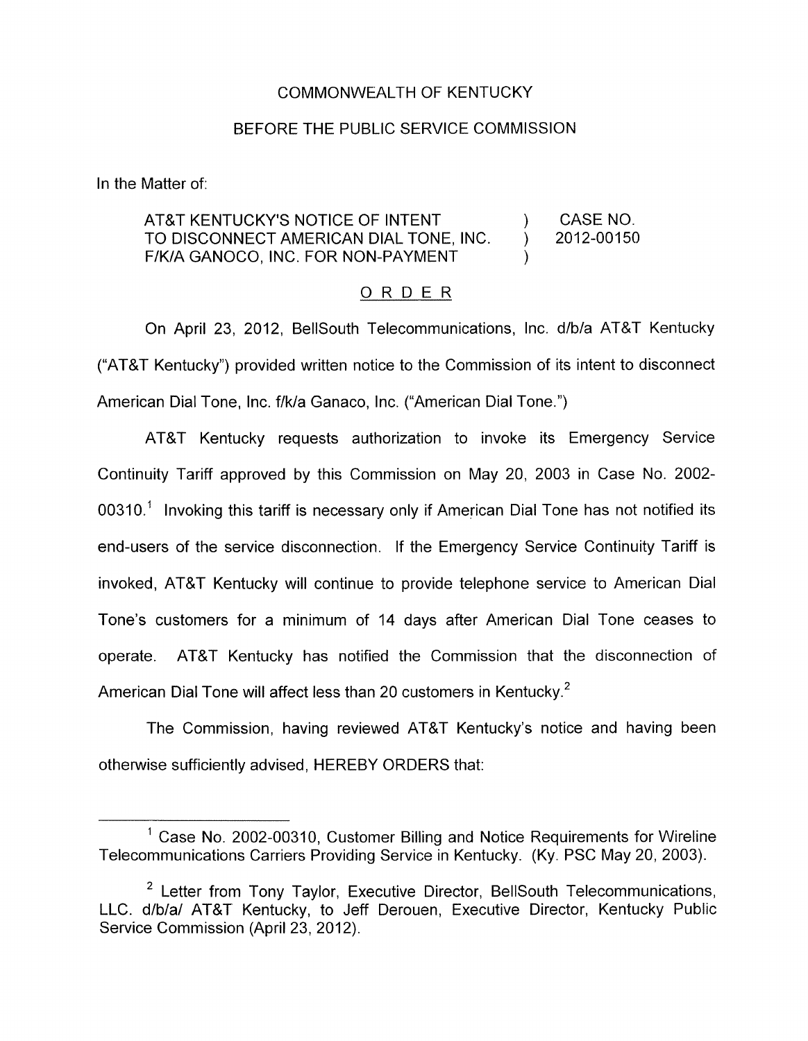COMMONWEALTH OF KENTUCKY

BEFORE THE PUBLIC SERVICE COMMISSION

In the Matter of:

| | | |
|---|---|---|
| AT&T KENTUCKY'S NOTICE OF INTENT TO DISCONNECT AMERICAN DIAL TONE, INC. F/K/A GANOCO, INC. FOR NON-PAYMENT | ) ) ) | CASE NO. 2012-00150 |

## ORDER

On April 23, 2012, BellSouth Telecommunications, Inc. d/b/a AT&T Kentucky ("AT&T Kentucky") provided written notice to the Commission of its intent to disconnect American Dial Tone, Inc. f/k/a Ganaco, Inc. ("American Dial Tone.")

AT&T Kentucky requests authorization to invoke its Emergency Service Continuity Tariff approved by this Commission on May 20, 2003 in Case No. 2002-00310.[1] Invoking this tariff is necessary only if American Dial Tone has not notified its end-users of the service disconnection. If the Emergency Service Continuity Tariff is invoked, AT&T Kentucky will continue to provide telephone service to American Dial Tone's customers for a minimum of 14 days after American Dial Tone ceases to operate. AT&T Kentucky has notified the Commission that the disconnection of American Dial Tone will affect less than 20 customers in Kentucky.[2]

The Commission, having reviewed AT&T Kentucky's notice and having been otherwise sufficiently advised, HEREBY ORDERS that:

---

[1] Case No. 2002-00310, Customer Billing and Notice Requirements for Wireline Telecommunications Carriers Providing Service in Kentucky. (Ky. PSC May 20, 2003).

[2] Letter from Tony Taylor, Executive Director, BellSouth Telecommunications, LLC. d/b/a/ AT&T Kentucky, to Jeff Derouen, Executive Director, Kentucky Public Service Commission (April 23, 2012).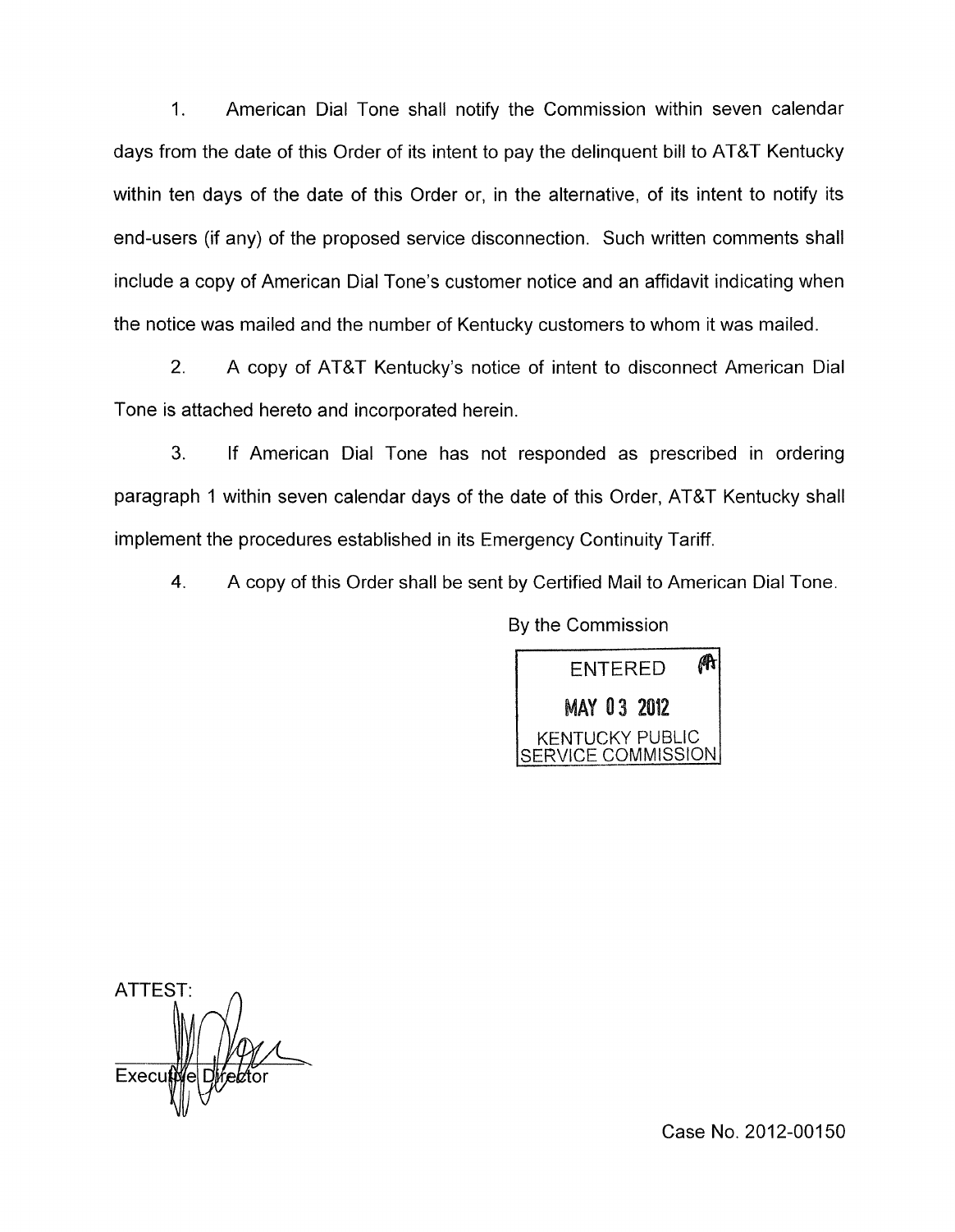1. American Dial Tone shall notify the Commission within seven calendar days from the date of this Order of its intent to pay the delinquent bill to AT&T Kentucky within ten days of the date of this Order or, in the alternative, of its intent to notify its end-users (if any) of the proposed service disconnection. Such written comments shall include a copy of American Dial Tone's customer notice and an affidavit indicating when the notice was mailed and the number of Kentucky customers to whom it was mailed.

2. A copy of AT&T Kentucky's notice of intent to disconnect American Dial Tone is attached hereto and incorporated herein.

3. If American Dial Tone has not responded as prescribed in ordering paragraph 1 within seven calendar days of the date of this Order, AT&T Kentucky shall implement the procedures established in its Emergency Continuity Tariff.

4. A copy of this Order shall be sent by Certified Mail to American Dial Tone.

By the Commission

ENTERED
MAY 03 2012
KENTUCKY PUBLIC SERVICE COMMISSION

ATTEST:

Executive Director

Case No. 2012-00150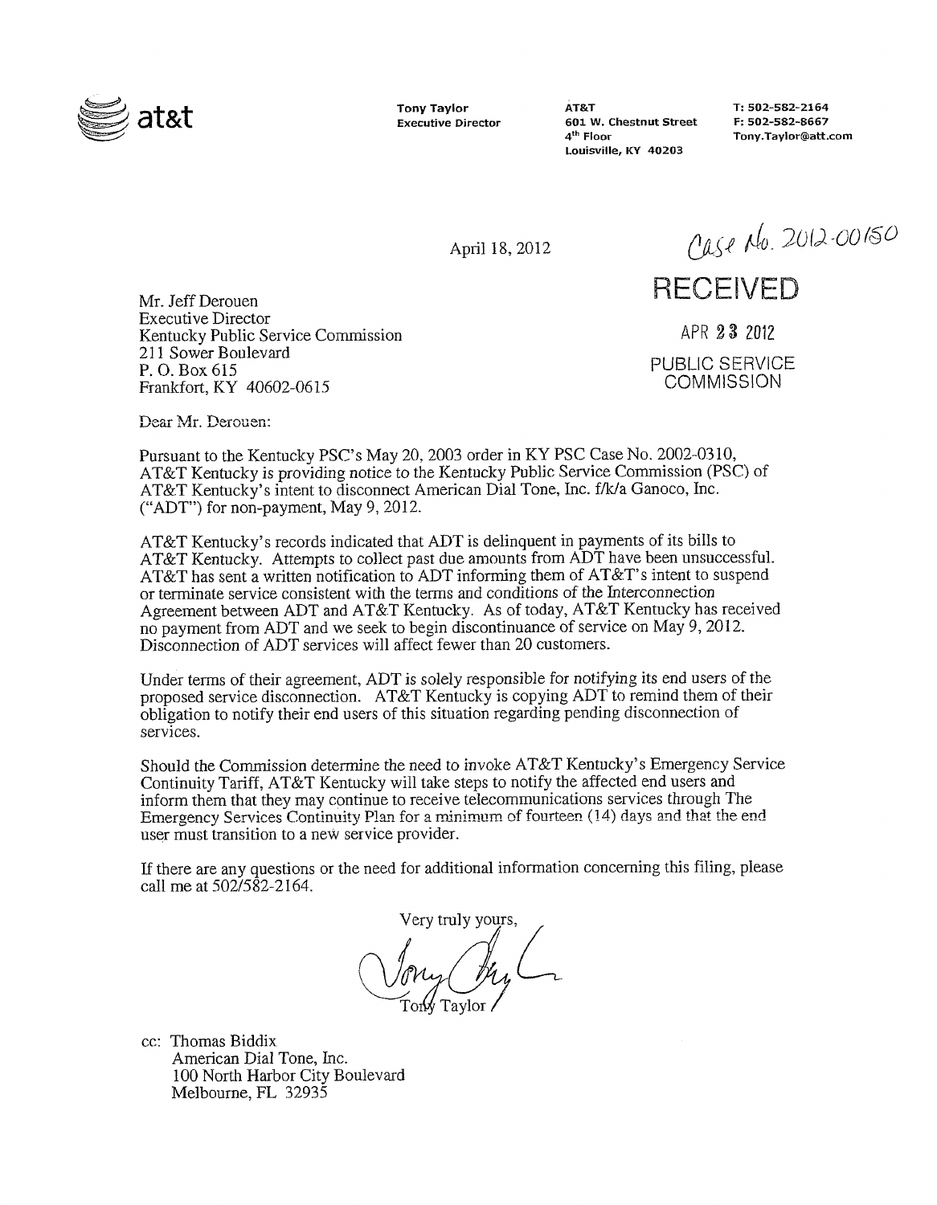at&t

**Tony Taylor**
**Executive Director**

**AT&T**
**601 W. Chestnut Street**
**4th Floor**
**Louisville, KY 40203**

**T: 502-582-2164**
**F: 502-582-8667**
**Tony.Taylor@att.com**

April 18, 2012

Case No. 2012-00150

RECEIVED

APR 23 2012

PUBLIC SERVICE
COMMISSION

Mr. Jeff Derouen
Executive Director
Kentucky Public Service Commission
211 Sower Boulevard
P. O. Box 615
Frankfort, KY 40602-0615

Dear Mr. Derouen:

Pursuant to the Kentucky PSC's May 20, 2003 order in KY PSC Case No. 2002-0310, AT&T Kentucky is providing notice to the Kentucky Public Service Commission (PSC) of AT&T Kentucky's intent to disconnect American Dial Tone, Inc. f/k/a Ganoco, Inc. ("ADT") for non-payment, May 9, 2012.

AT&T Kentucky's records indicated that ADT is delinquent in payments of its bills to AT&T Kentucky. Attempts to collect past due amounts from ADT have been unsuccessful. AT&T has sent a written notification to ADT informing them of AT&T's intent to suspend or terminate service consistent with the terms and conditions of the Interconnection Agreement between ADT and AT&T Kentucky. As of today, AT&T Kentucky has received no payment from ADT and we seek to begin discontinuance of service on May 9, 2012. Disconnection of ADT services will affect fewer than 20 customers.

Under terms of their agreement, ADT is solely responsible for notifying its end users of the proposed service disconnection. AT&T Kentucky is copying ADT to remind them of their obligation to notify their end users of this situation regarding pending disconnection of services.

Should the Commission determine the need to invoke AT&T Kentucky's Emergency Service Continuity Tariff, AT&T Kentucky will take steps to notify the affected end users and inform them that they may continue to receive telecommunications services through The Emergency Services Continuity Plan for a minimum of fourteen (14) days and that the end user must transition to a new service provider.

If there are any questions or the need for additional information concerning this filing, please call me at 502/582-2164.

Very truly yours,

Tony Taylor

cc: Thomas Biddix
American Dial Tone, Inc.
100 North Harbor City Boulevard
Melbourne, FL 32935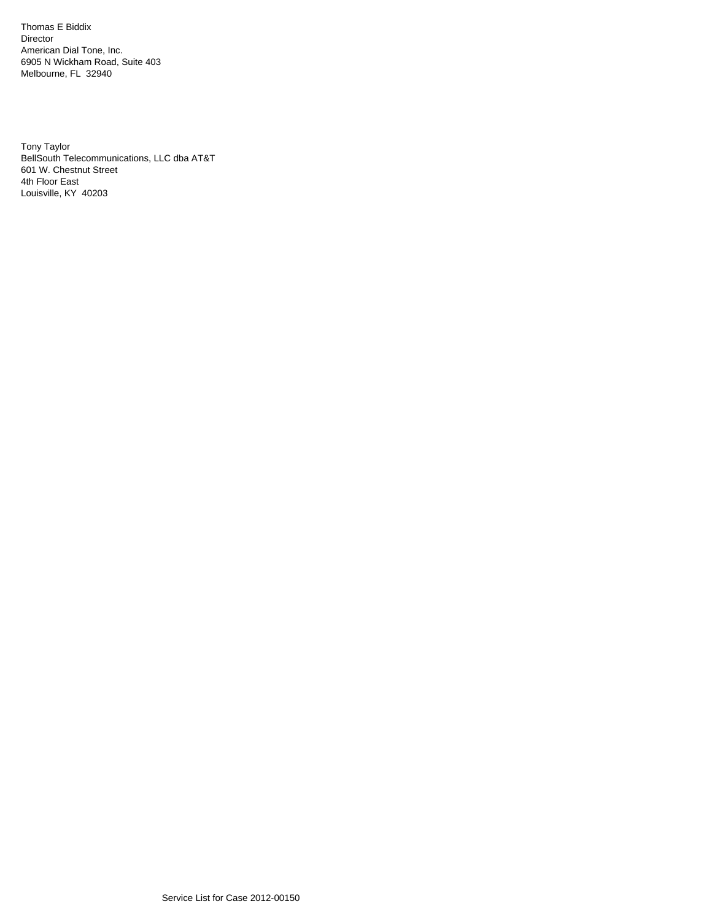Thomas E Biddix
Director
American Dial Tone, Inc.
6905 N Wickham Road, Suite 403
Melbourne, FL 32940

Tony Taylor
BellSouth Telecommunications, LLC dba AT&T
601 W. Chestnut Street
4th Floor East
Louisville, KY 40203